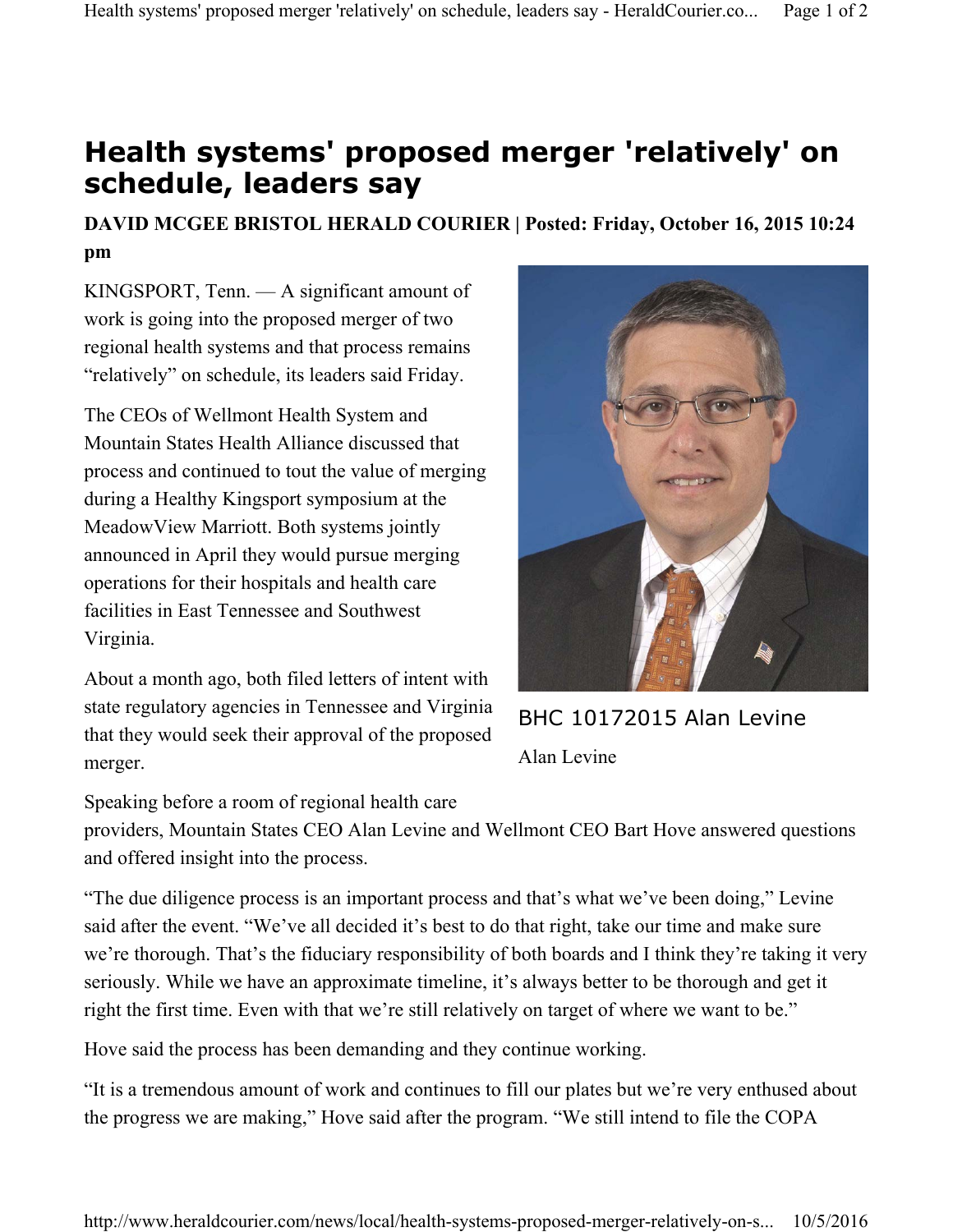# Health systems' proposed merger 'relatively' on schedule, leaders say

**DAVID MCGEE BRISTOL HERALD COURIER | Posted: Friday, October 16, 2015 10:24 pm**

KINGSPORT, Tenn. — A significant amount of work is going into the proposed merger of two regional health systems and that process remains "relatively" on schedule, its leaders said Friday.

The CEOs of Wellmont Health System and Mountain States Health Alliance discussed that process and continued to tout the value of merging during a Healthy Kingsport symposium at the MeadowView Marriott. Both systems jointly announced in April they would pursue merging operations for their hospitals and health care facilities in East Tennessee and Southwest Virginia.

About a month ago, both filed letters of intent with state regulatory agencies in Tennessee and Virginia that they would seek their approval of the proposed merger.

BHC 10172015 Alan Levine

Alan Levine

Speaking before a room of regional health care providers, Mountain States CEO Alan Levine and Wellmont CEO Bart Hove answered questions and offered insight into the process.

"The due diligence process is an important process and that's what we've been doing," Levine said after the event. "We've all decided it's best to do that right, take our time and make sure we're thorough. That's the fiduciary responsibility of both boards and I think they're taking it very seriously. While we have an approximate timeline, it's always better to be thorough and get it right the first time. Even with that we're still relatively on target of where we want to be."

Hove said the process has been demanding and they continue working.

"It is a tremendous amount of work and continues to fill our plates but we're very enthused about the progress we are making," Hove said after the program. "We still intend to file the COPA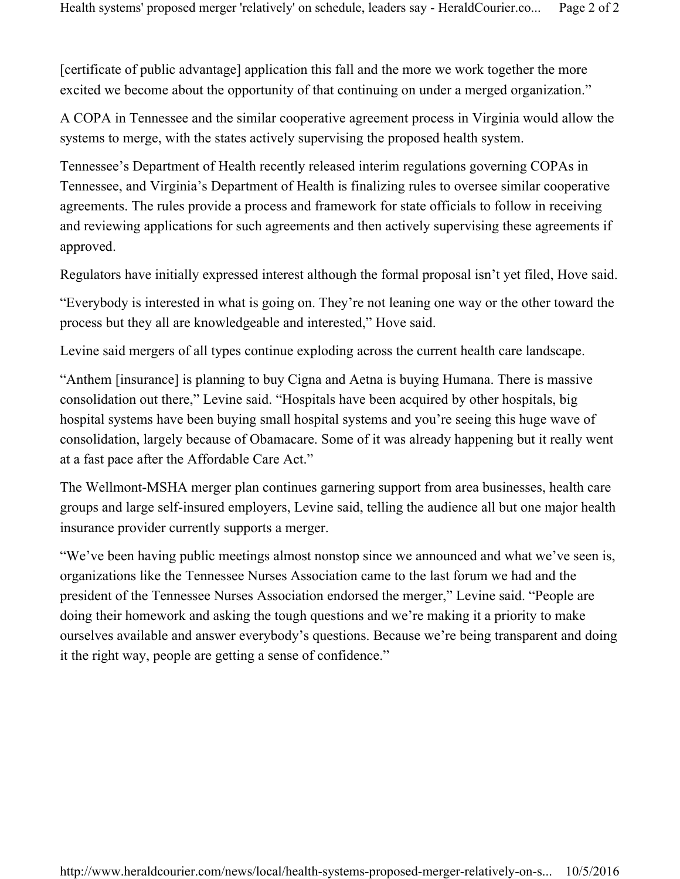[certificate of public advantage] application this fall and the more we work together the more excited we become about the opportunity of that continuing on under a merged organization."

A COPA in Tennessee and the similar cooperative agreement process in Virginia would allow the systems to merge, with the states actively supervising the proposed health system.

Tennessee's Department of Health recently released interim regulations governing COPAs in Tennessee, and Virginia's Department of Health is finalizing rules to oversee similar cooperative agreements. The rules provide a process and framework for state officials to follow in receiving and reviewing applications for such agreements and then actively supervising these agreements if approved.

Regulators have initially expressed interest although the formal proposal isn't yet filed, Hove said.

"Everybody is interested in what is going on. They're not leaning one way or the other toward the process but they all are knowledgeable and interested," Hove said.

Levine said mergers of all types continue exploding across the current health care landscape.

"Anthem [insurance] is planning to buy Cigna and Aetna is buying Humana. There is massive consolidation out there," Levine said. "Hospitals have been acquired by other hospitals, big hospital systems have been buying small hospital systems and you're seeing this huge wave of consolidation, largely because of Obamacare. Some of it was already happening but it really went at a fast pace after the Affordable Care Act."

The Wellmont-MSHA merger plan continues garnering support from area businesses, health care groups and large self-insured employers, Levine said, telling the audience all but one major health insurance provider currently supports a merger.

"We've been having public meetings almost nonstop since we announced and what we've seen is, organizations like the Tennessee Nurses Association came to the last forum we had and the president of the Tennessee Nurses Association endorsed the merger," Levine said. "People are doing their homework and asking the tough questions and we're making it a priority to make ourselves available and answer everybody's questions. Because we're being transparent and doing it the right way, people are getting a sense of confidence."